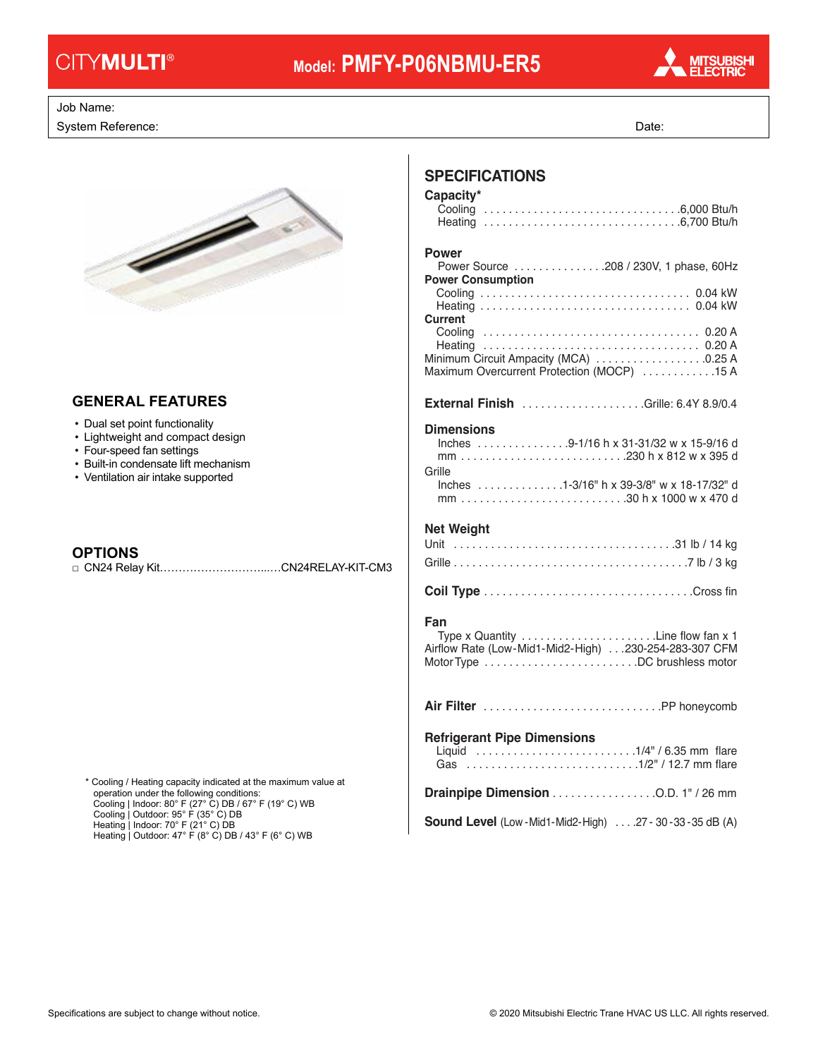# CITYMULTI® Model: PMFY-P06NBMU-ER5

MITSUBISHI ELECTRIC

Job Name:

System Reference: Date:

## GENERAL FEATURES

- Dual set point functionality
- Lightweight and compact design
- Four-speed fan settings
- Built-in condensate lift mechanism
- Ventilation air intake supported

## OPTIONS

□ CN24 Relay Kit……………………….…CN24RELAY-KIT-CM3

\* Cooling / Heating capacity indicated at the maximum value at operation under the following conditions:
Cooling | Indoor: 80° F (27° C) DB / 67° F (19° C) WB
Cooling | Outdoor: 95° F (35° C) DB
Heating | Indoor: 70° F (21° C) DB
Heating | Outdoor: 47° F (8° C) DB / 43° F (6° C) WB

## SPECIFICATIONS

**Capacity***
- Cooling ....6,000 Btu/h
- Heating ....6,700 Btu/h

**Power**
- Power Source ....208 / 230V, 1 phase, 60Hz

**Power Consumption**
- Cooling .... 0.04 kW
- Heating .... 0.04 kW

**Current**
- Cooling .... 0.20 A
- Heating .... 0.20 A

Minimum Circuit Ampacity (MCA) ....0.25 A
Maximum Overcurrent Protection (MOCP) ....15 A

**External Finish** ....Grille: 6.4Y 8.9/0.4

**Dimensions**
- Inches ....9-1/16 h x 31-31/32 w x 15-9/16 d
- mm ....230 h x 812 w x 395 d

Grille
- Inches ....1-3/16" h x 39-3/8" w x 18-17/32" d
- mm ....30 h x 1000 w x 470 d

**Net Weight**
- Unit ....31 lb / 14 kg
- Grille ....7 lb / 3 kg

**Coil Type** ....Cross fin

**Fan**
- Type x Quantity ....Line flow fan x 1
- Airflow Rate (Low-Mid1-Mid2-High) ....230-254-283-307 CFM
- Motor Type ....DC brushless motor

**Air Filter** ....PP honeycomb

**Refrigerant Pipe Dimensions**
- Liquid ....1/4" / 6.35 mm flare
- Gas ....1/2" / 12.7 mm flare

**Drainpipe Dimension** ....O.D. 1" / 26 mm

**Sound Level** (Low-Mid1-Mid2-High) ....27 - 30 - 33 - 35 dB (A)

Specifications are subject to change without notice.

© 2020 Mitsubishi Electric Trane HVAC US LLC. All rights reserved.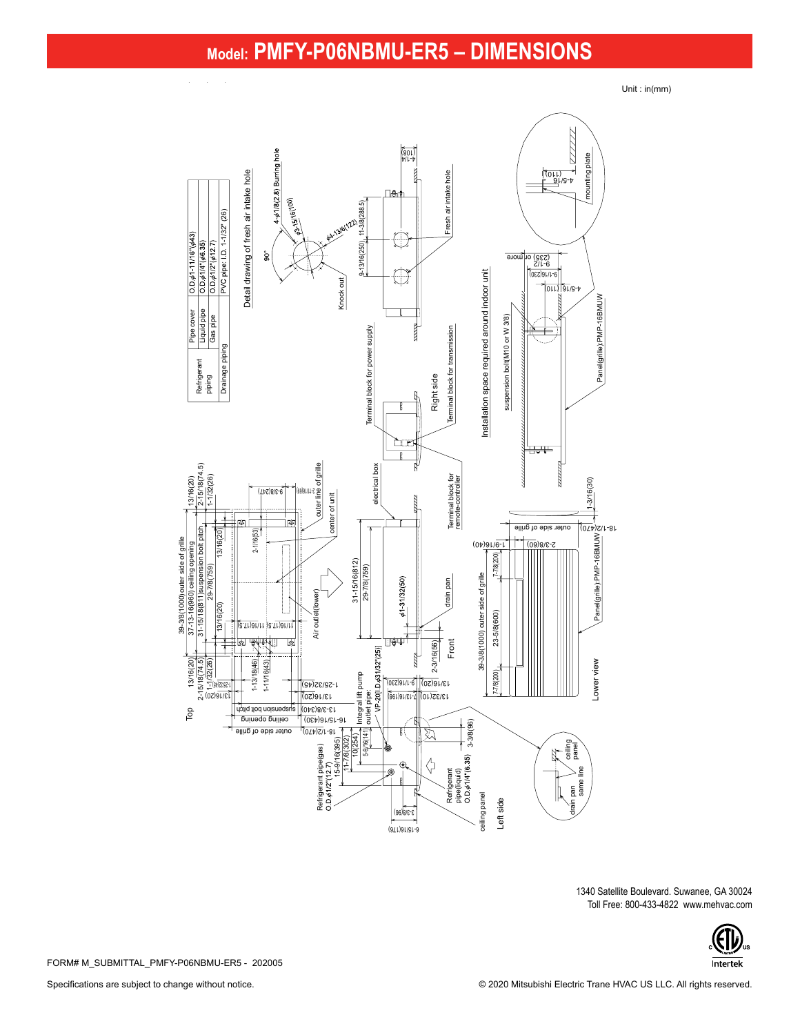# Model: PMFY-P06NBMU-ER5 – DIMENSIONS

Unit : in(mm)

| | | |
|---|---|---|
| Refrigerant piping | Pipe cover | O.D.φ1-11/16"(φ43) |
| | Liquid pipe | O.D.φ1/4"(φ6.35) |
| | Gas pipe | O.D.φ1/2"(φ12.7) |
| Drainage piping | | PVC pipe: I.D. 1-1/32" (26) |

Detail drawing of fresh air intake hole

4-φ1/8(2.8) Burring hole
φ3-15/16(100)
φ4-13/16(122)
90°
Knock out

Top

39-3/8(1000) outer side of grille
37-13/16(960) ceiling opening
31-15/16(811) suspension bolt pitch
29-7/8(759)
13/16(20)
2-15/16(74.5)
1-1/32(26)
13/16(20)
13/16(20)
2-15/18(74.5)
1-1/32(26)
1-13/18(46)
1-11/16(43)
11/16(17.5)
11/16(17.5)
2-1/16(53)
9-3/8(247)
2-11/16(68)
outer line of grille
center of unit
Air outlet(lower)
1-25/32(45)
13/16(20)
13-3/8(340) suspension bolt pitch
16-15/16(430) ceiling opening
18-1/2(470) outer side of grille

electrical box
31-15/16(812)
29-7/8(759)
φ1-31/32(50)
drain pan
2-3/16(56)
Front

Integral lift pump outlet pipe: VP-20[I.D.φ31/32"(25)]
9-1/16(230)
7-13/16(198)
13/32(10)
13/16(20)
5-9/16(141)
10(254)
11-7/8(302)
15-9/16(395)
3-3/8(96)
6-15/16(176)
3-3/8(96)
Refrigerant pipe(gas) O.D.φ1/2"(12.7)
Refrigerant pipe(liquid) O.D.φ1/4"(6.35)
ceiling panel
Left side
ceiling panel
drain pan
same line

Terminal block for power supply
Terminal block for transmission
Terminal block for remote-controller
Right side

9-13/16(250)
11-3/8(288.5)
4-1/4(108)
Fresh air intake hole

Installation space required around indoor unit
suspension bolt(M10 or W 3/8)
4-5/16(110)
9-1/16(230)
9-1/2 (235) or more
Panel(grille):PMP-16BMUW
4-5/16(110)
mounting plate

39-3/8(1000) outer side of grille
7-7/8(200)
23-5/8(600)
7-7/8(200)
1-9/16(40)
2-3/8(60)
outer side of grille
18-1/2(470)
1-3/16(30)
Panel(grille):PMP-16BMUW
Lower view

1340 Satellite Boulevard. Suwanee, GA 30024
Toll Free: 800-433-4822 www.mehvac.com

FORM# M_SUBMITTAL_PMFY-P06NBMU-ER5 - 202005

Specifications are subject to change without notice.

© 2020 Mitsubishi Electric Trane HVAC US LLC. All rights reserved.